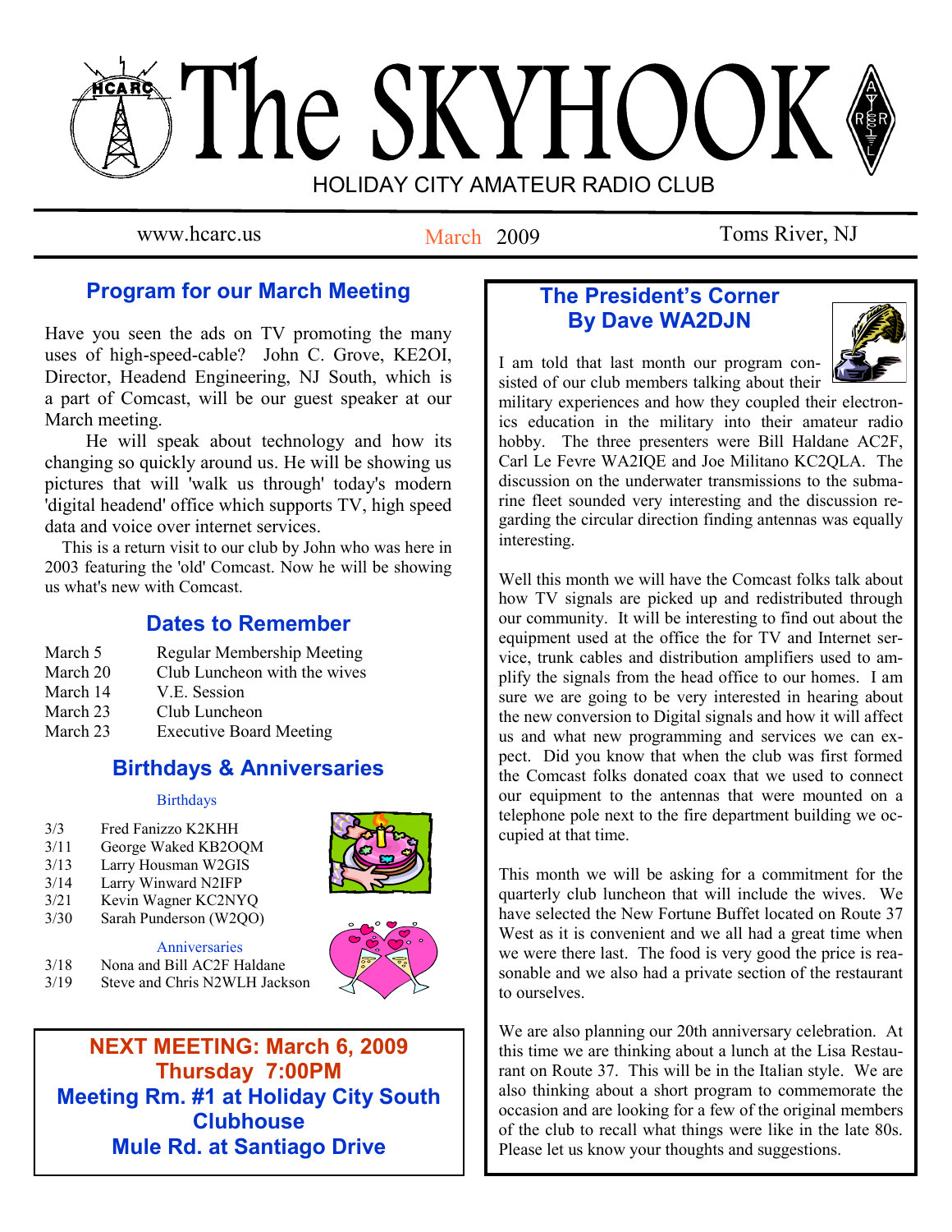# The SKYHOOK

HOLIDAY CITY AMATEUR RADIO CLUB

www.hcarc.us — March 2009 — Toms River, NJ

## Program for our March Meeting

Have you seen the ads on TV promoting the many uses of high-speed-cable? John C. Grove, KE2OI, Director, Headend Engineering, NJ South, which is a part of Comcast, will be our guest speaker at our March meeting.

He will speak about technology and how its changing so quickly around us. He will be showing us pictures that will 'walk us through' today's modern 'digital headend' office which supports TV, high speed data and voice over internet services.

This is a return visit to our club by John who was here in 2003 featuring the 'old' Comcast. Now he will be showing us what's new with Comcast.

## Dates to Remember

| | |
|---|---|
| March 5 | Regular Membership Meeting |
| March 20 | Club Luncheon with the wives |
| March 14 | V.E. Session |
| March 23 | Club Luncheon |
| March 23 | Executive Board Meeting |

## Birthdays & Anniversaries

### Birthdays

| | |
|---|---|
| 3/3 | Fred Fanizzo K2KHH |
| 3/11 | George Waked KB2OQM |
| 3/13 | Larry Housman W2GIS |
| 3/14 | Larry Winward N2IFP |
| 3/21 | Kevin Wagner KC2NYQ |
| 3/30 | Sarah Punderson (W2QO) |

### Anniversaries

| | |
|---|---|
| 3/18 | Nona and Bill AC2F Haldane |
| 3/19 | Steve and Chris N2WLH Jackson |

**NEXT MEETING: March 6, 2009**
**Thursday 7:00PM**
**Meeting Rm. #1 at Holiday City South Clubhouse**
**Mule Rd. at Santiago Drive**

## The President's Corner
## By Dave WA2DJN

I am told that last month our program consisted of our club members talking about their military experiences and how they coupled their electronics education in the military into their amateur radio hobby. The three presenters were Bill Haldane AC2F, Carl Le Fevre WA2IQE and Joe Militano KC2QLA. The discussion on the underwater transmissions to the submarine fleet sounded very interesting and the discussion regarding the circular direction finding antennas was equally interesting.

Well this month we will have the Comcast folks talk about how TV signals are picked up and redistributed through our community. It will be interesting to find out about the equipment used at the office the for TV and Internet service, trunk cables and distribution amplifiers used to amplify the signals from the head office to our homes. I am sure we are going to be very interested in hearing about the new conversion to Digital signals and how it will affect us and what new programming and services we can expect. Did you know that when the club was first formed the Comcast folks donated coax that we used to connect our equipment to the antennas that were mounted on a telephone pole next to the fire department building we occupied at that time.

This month we will be asking for a commitment for the quarterly club luncheon that will include the wives. We have selected the New Fortune Buffet located on Route 37 West as it is convenient and we all had a great time when we were there last. The food is very good the price is reasonable and we also had a private section of the restaurant to ourselves.

We are also planning our 20th anniversary celebration. At this time we are thinking about a lunch at the Lisa Restaurant on Route 37. This will be in the Italian style. We are also thinking about a short program to commemorate the occasion and are looking for a few of the original members of the club to recall what things were like in the late 80s. Please let us know your thoughts and suggestions.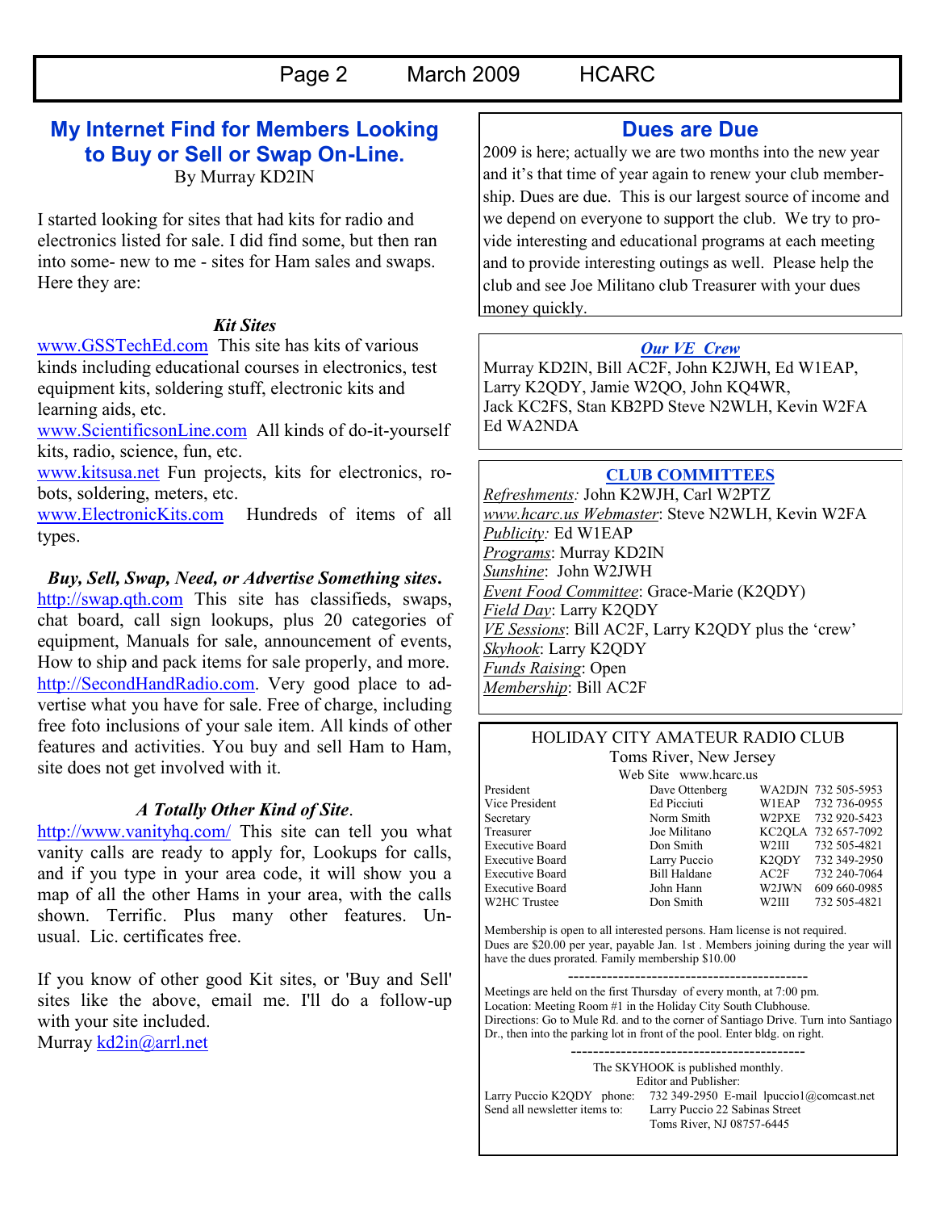## My Internet Find for Members Looking to Buy or Sell or Swap On-Line.

By Murray KD2IN

I started looking for sites that had kits for radio and electronics listed for sale. I did find some, but then ran into some- new to me - sites for Ham sales and swaps. Here they are:

***Kit Sites***

www.GSSTechEd.com This site has kits of various kinds including educational courses in electronics, test equipment kits, soldering stuff, electronic kits and learning aids, etc.

www.ScientificsonLine.com All kinds of do-it-yourself kits, radio, science, fun, etc.

www.kitsusa.net Fun projects, kits for electronics, robots, soldering, meters, etc.

www.ElectronicKits.com Hundreds of items of all types.

***Buy, Sell, Swap, Need, or Advertise Something sites.***

http://swap.qth.com This site has classifieds, swaps, chat board, call sign lookups, plus 20 categories of equipment, Manuals for sale, announcement of events, How to ship and pack items for sale properly, and more.

http://SecondHandRadio.com. Very good place to advertise what you have for sale. Free of charge, including free foto inclusions of your sale item. All kinds of other features and activities. You buy and sell Ham to Ham, site does not get involved with it.

***A Totally Other Kind of Site***.

http://www.vanityhq.com/ This site can tell you what vanity calls are ready to apply for, Lookups for calls, and if you type in your area code, it will show you a map of all the other Hams in your area, with the calls shown. Terrific. Plus many other features. Unusual. Lic. certificates free.

If you know of other good Kit sites, or 'Buy and Sell' sites like the above, email me. I'll do a follow-up with your site included.

Murray kd2in@arrl.net

## Dues are Due

2009 is here; actually we are two months into the new year and it's that time of year again to renew your club membership. Dues are due. This is our largest source of income and we depend on everyone to support the club. We try to provide interesting and educational programs at each meeting and to provide interesting outings as well. Please help the club and see Joe Militano club Treasurer with your dues money quickly.

***Our VE Crew***

Murray KD2IN, Bill AC2F, John K2JWH, Ed W1EAP, Larry K2QDY, Jamie W2QO, John KQ4WR, Jack KC2FS, Stan KB2PD Steve N2WLH, Kevin W2FA Ed WA2NDA

**CLUB COMMITTEES**

*Refreshments:* John K2WJH, Carl W2PTZ
*www.hcarc.us Webmaster*: Steve N2WLH, Kevin W2FA
*Publicity:* Ed W1EAP
*Programs*: Murray KD2IN
*Sunshine*: John W2JWH
*Event Food Committee*: Grace-Marie (K2QDY)
*Field Day*: Larry K2QDY
*VE Sessions*: Bill AC2F, Larry K2QDY plus the 'crew'
*Skyhook*: Larry K2QDY
*Funds Raising*: Open
*Membership*: Bill AC2F

HOLIDAY CITY AMATEUR RADIO CLUB
Toms River, New Jersey
Web Site www.hcarc.us

| Position | Name | Call | Phone |
|---|---|---|---|
| President | Dave Ottenberg | WA2DJN | 732 505-5953 |
| Vice President | Ed Picciuti | W1EAP | 732 736-0955 |
| Secretary | Norm Smith | W2PXE | 732 920-5423 |
| Treasurer | Joe Militano | KC2QLA | 732 657-7092 |
| Executive Board | Don Smith | W2III | 732 505-4821 |
| Executive Board | Larry Puccio | K2QDY | 732 349-2950 |
| Executive Board | Bill Haldane | AC2F | 732 240-7064 |
| Executive Board | John Hann | W2JWN | 609 660-0985 |
| W2HC Trustee | Don Smith | W2III | 732 505-4821 |

Membership is open to all interested persons. Ham license is not required. Dues are $20.00 per year, payable Jan. 1st . Members joining during the year will have the dues prorated. Family membership $10.00

Meetings are held on the first Thursday of every month, at 7:00 pm. Location: Meeting Room #1 in the Holiday City South Clubhouse. Directions: Go to Mule Rd. and to the corner of Santiago Drive. Turn into Santiago Dr., then into the parking lot in front of the pool. Enter bldg. on right.

The SKYHOOK is published monthly.
Editor and Publisher:
Larry Puccio K2QDY phone: 732 349-2950 E-mail lpuccio1@comcast.net
Send all newsletter items to: Larry Puccio 22 Sabinas Street
Toms River, NJ 08757-6445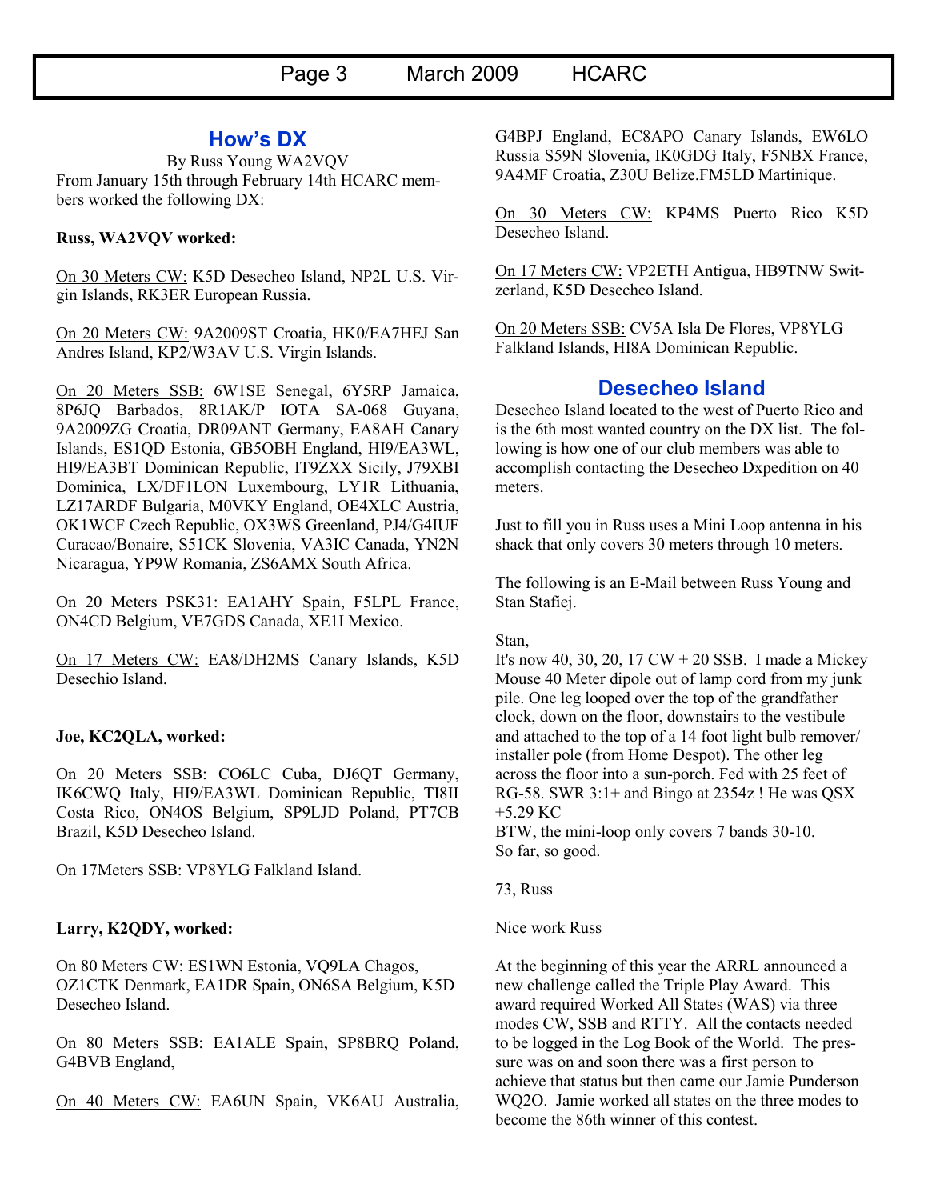## How's DX

By Russ Young WA2VQV

From January 15th through February 14th HCARC members worked the following DX:

**Russ, WA2VQV worked:**

On 30 Meters CW: K5D Desecheo Island, NP2L U.S. Virgin Islands, RK3ER European Russia.

On 20 Meters CW: 9A2009ST Croatia, HK0/EA7HEJ San Andres Island, KP2/W3AV U.S. Virgin Islands.

On 20 Meters SSB: 6W1SE Senegal, 6Y5RP Jamaica, 8P6JQ Barbados, 8R1AK/P IOTA SA-068 Guyana, 9A2009ZG Croatia, DR09ANT Germany, EA8AH Canary Islands, ES1QD Estonia, GB5OBH England, HI9/EA3WL, HI9/EA3BT Dominican Republic, IT9ZXX Sicily, J79XBI Dominica, LX/DF1LON Luxembourg, LY1R Lithuania, LZ17ARDF Bulgaria, M0VKY England, OE4XLC Austria, OK1WCF Czech Republic, OX3WS Greenland, PJ4/G4IUF Curacao/Bonaire, S51CK Slovenia, VA3IC Canada, YN2N Nicaragua, YP9W Romania, ZS6AMX South Africa.

On 20 Meters PSK31: EA1AHY Spain, F5LPL France, ON4CD Belgium, VE7GDS Canada, XE1I Mexico.

On 17 Meters CW: EA8/DH2MS Canary Islands, K5D Desechio Island.

**Joe, KC2QLA, worked:**

On 20 Meters SSB: CO6LC Cuba, DJ6QT Germany, IK6CWQ Italy, HI9/EA3WL Dominican Republic, TI8II Costa Rico, ON4OS Belgium, SP9LJD Poland, PT7CB Brazil, K5D Desecheo Island.

On 17Meters SSB: VP8YLG Falkland Island.

**Larry, K2QDY, worked:**

On 80 Meters CW: ES1WN Estonia, VQ9LA Chagos, OZ1CTK Denmark, EA1DR Spain, ON6SA Belgium, K5D Desecheo Island.

On 80 Meters SSB: EA1ALE Spain, SP8BRQ Poland, G4BVB England,

On 40 Meters CW: EA6UN Spain, VK6AU Australia, G4BPJ England, EC8APO Canary Islands, EW6LO Russia S59N Slovenia, IK0GDG Italy, F5NBX France, 9A4MF Croatia, Z30U Belize.FM5LD Martinique.

On 30 Meters CW: KP4MS Puerto Rico K5D Desecheo Island.

On 17 Meters CW: VP2ETH Antigua, HB9TNW Switzerland, K5D Desecheo Island.

On 20 Meters SSB: CV5A Isla De Flores, VP8YLG Falkland Islands, HI8A Dominican Republic.

## Desecheo Island

Desecheo Island located to the west of Puerto Rico and is the 6th most wanted country on the DX list. The following is how one of our club members was able to accomplish contacting the Desecheo Dxpedition on 40 meters.

Just to fill you in Russ uses a Mini Loop antenna in his shack that only covers 30 meters through 10 meters.

The following is an E-Mail between Russ Young and Stan Stafiej.

Stan,

It's now 40, 30, 20, 17 CW + 20 SSB. I made a Mickey Mouse 40 Meter dipole out of lamp cord from my junk pile. One leg looped over the top of the grandfather clock, down on the floor, downstairs to the vestibule and attached to the top of a 14 foot light bulb remover/ installer pole (from Home Despot). The other leg across the floor into a sun-porch. Fed with 25 feet of RG-58. SWR 3:1+ and Bingo at 2354z ! He was QSX +5.29 KC

BTW, the mini-loop only covers 7 bands 30-10.

So far, so good.

73, Russ

Nice work Russ

At the beginning of this year the ARRL announced a new challenge called the Triple Play Award. This award required Worked All States (WAS) via three modes CW, SSB and RTTY. All the contacts needed to be logged in the Log Book of the World. The pressure was on and soon there was a first person to achieve that status but then came our Jamie Punderson WQ2O. Jamie worked all states on the three modes to become the 86th winner of this contest.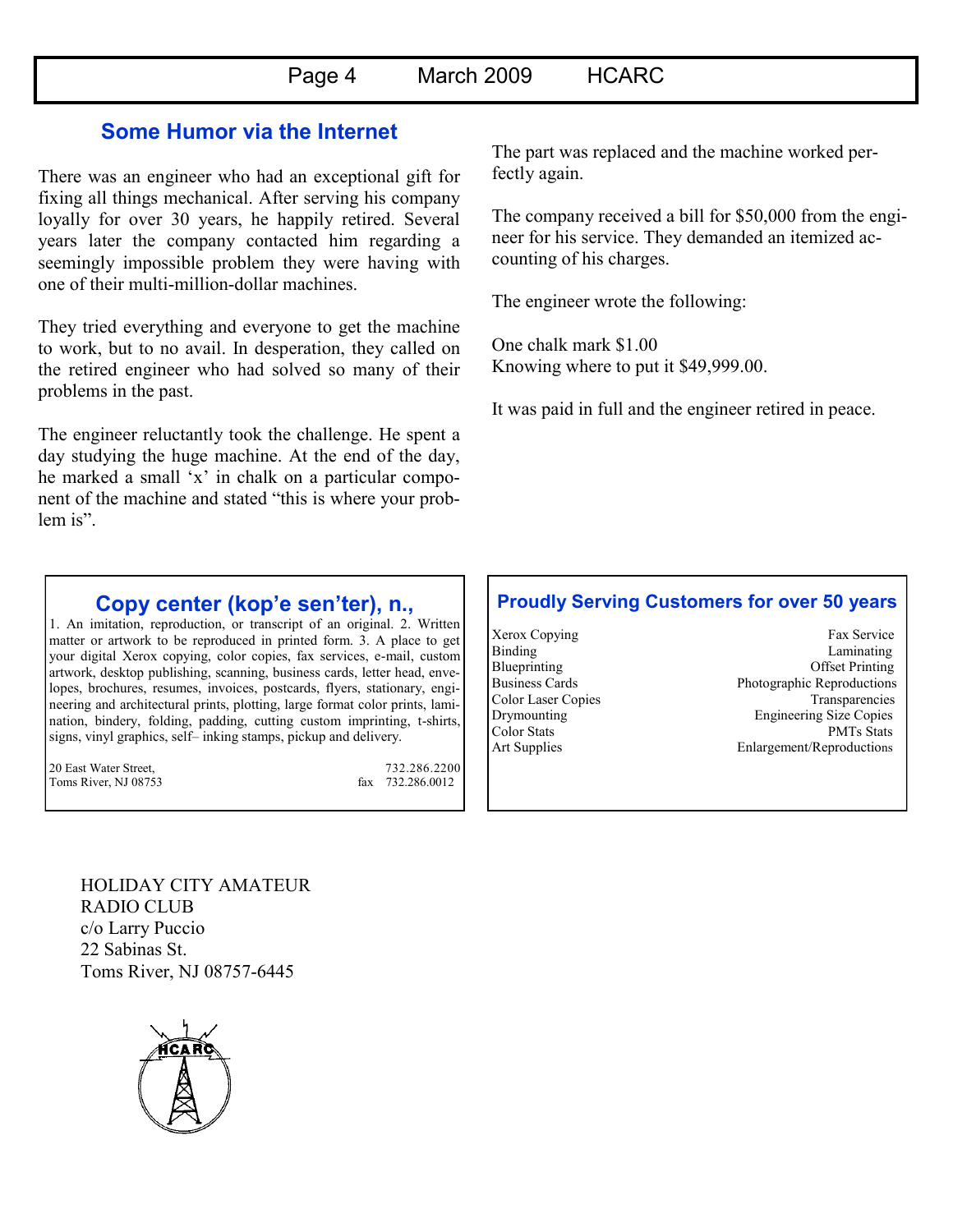## Some Humor via the Internet

There was an engineer who had an exceptional gift for fixing all things mechanical. After serving his company loyally for over 30 years, he happily retired. Several years later the company contacted him regarding a seemingly impossible problem they were having with one of their multi-million-dollar machines.

They tried everything and everyone to get the machine to work, but to no avail. In desperation, they called on the retired engineer who had solved so many of their problems in the past.

The engineer reluctantly took the challenge. He spent a day studying the huge machine. At the end of the day, he marked a small 'x' in chalk on a particular component of the machine and stated "this is where your problem is".

The part was replaced and the machine worked perfectly again.

The company received a bill for $50,000 from the engineer for his service. They demanded an itemized accounting of his charges.

The engineer wrote the following:

One chalk mark $1.00
Knowing where to put it $49,999.00.

It was paid in full and the engineer retired in peace.

### Copy center (kop'e sen'ter), n.,

1. An imitation, reproduction, or transcript of an original. 2. Written matter or artwork to be reproduced in printed form. 3. A place to get your digital Xerox copying, color copies, fax services, e-mail, custom artwork, desktop publishing, scanning, business cards, letter head, envelopes, brochures, resumes, invoices, postcards, flyers, stationary, engineering and architectural prints, plotting, large format color prints, lamination, bindery, folding, padding, cutting custom imprinting, t-shirts, signs, vinyl graphics, self– inking stamps, pickup and delivery.

20 East Water Street,
Toms River, NJ 08753

732.286.2200
fax 732.286.0012

### Proudly Serving Customers for over 50 years

| | |
|---|---|
| Xerox Copying | Fax Service |
| Binding | Laminating |
| Blueprinting | Offset Printing |
| Business Cards | Photographic Reproductions |
| Color Laser Copies | Transparencies |
| Drymounting | Engineering Size Copies |
| Color Stats | PMTs Stats |
| Art Supplies | Enlargement/Reproductions |

HOLIDAY CITY AMATEUR
RADIO CLUB
c/o Larry Puccio
22 Sabinas St.
Toms River, NJ 08757-6445

HCARC